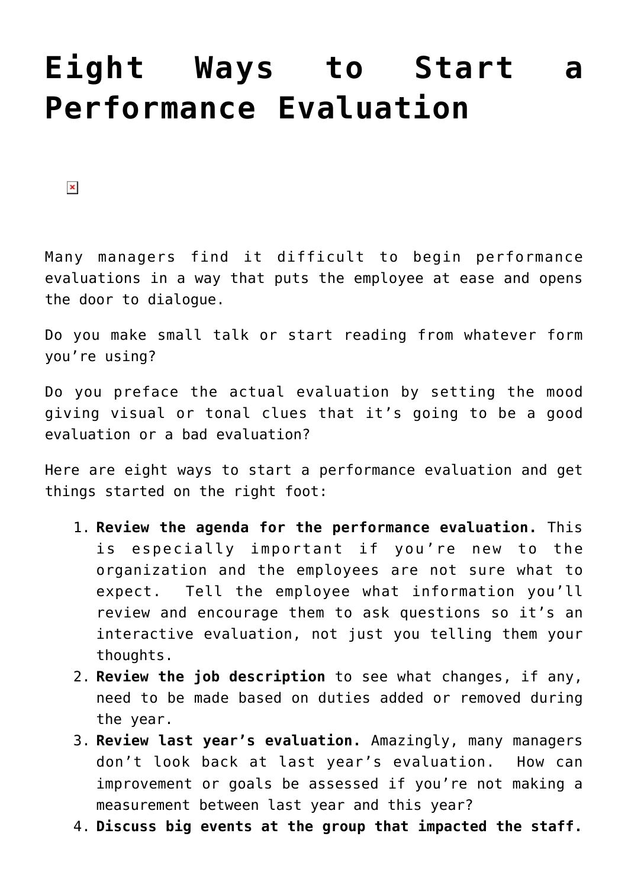# Eight Ways to Start a Performance Evaluation

Many managers find it difficult to begin performance evaluations in a way that puts the employee at ease and opens the door to dialogue.

Do you make small talk or start reading from whatever form you're using?

Do you preface the actual evaluation by setting the mood giving visual or tonal clues that it's going to be a good evaluation or a bad evaluation?

Here are eight ways to start a performance evaluation and get things started on the right foot:

1. **Review the agenda for the performance evaluation.** This is especially important if you're new to the organization and the employees are not sure what to expect. Tell the employee what information you'll review and encourage them to ask questions so it's an interactive evaluation, not just you telling them your thoughts.
2. **Review the job description** to see what changes, if any, need to be made based on duties added or removed during the year.
3. **Review last year's evaluation.** Amazingly, many managers don't look back at last year's evaluation. How can improvement or goals be assessed if you're not making a measurement between last year and this year?
4. **Discuss big events at the group that impacted the staff.**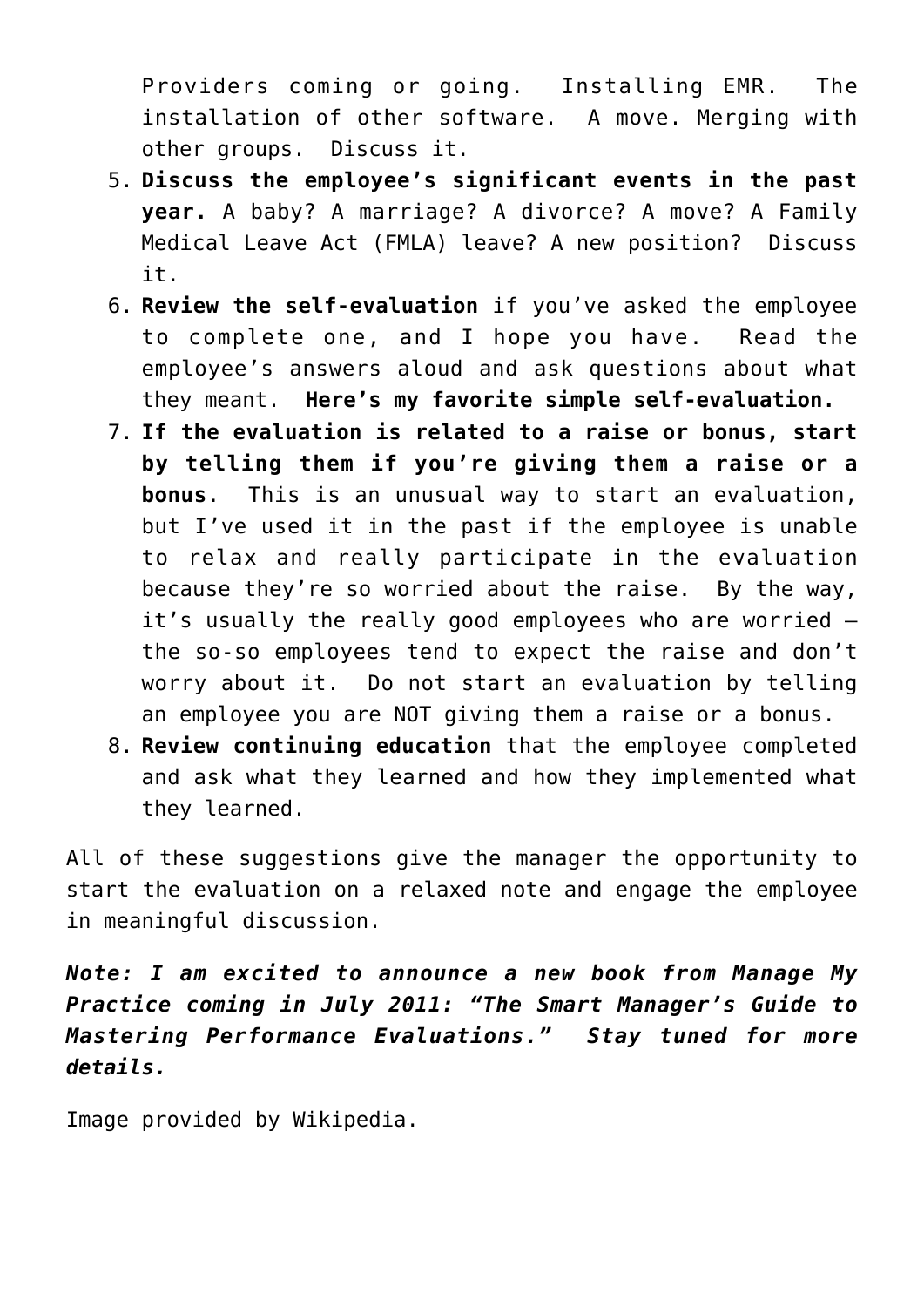Providers coming or going. Installing EMR. The installation of other software. A move. Merging with other groups. Discuss it.

5. **Discuss the employee's significant events in the past year.** A baby? A marriage? A divorce? A move? A Family Medical Leave Act (FMLA) leave? A new position? Discuss it.
6. **Review the self-evaluation** if you've asked the employee to complete one, and I hope you have. Read the employee's answers aloud and ask questions about what they meant. **Here's my favorite simple self-evaluation.**
7. **If the evaluation is related to a raise or bonus, start by telling them if you're giving them a raise or a bonus**. This is an unusual way to start an evaluation, but I've used it in the past if the employee is unable to relax and really participate in the evaluation because they're so worried about the raise. By the way, it's usually the really good employees who are worried – the so-so employees tend to expect the raise and don't worry about it. Do not start an evaluation by telling an employee you are NOT giving them a raise or a bonus.
8. **Review continuing education** that the employee completed and ask what they learned and how they implemented what they learned.

All of these suggestions give the manager the opportunity to start the evaluation on a relaxed note and engage the employee in meaningful discussion.

***Note: I am excited to announce a new book from Manage My Practice coming in July 2011: "The Smart Manager's Guide to Mastering Performance Evaluations." Stay tuned for more details.***

Image provided by Wikipedia.